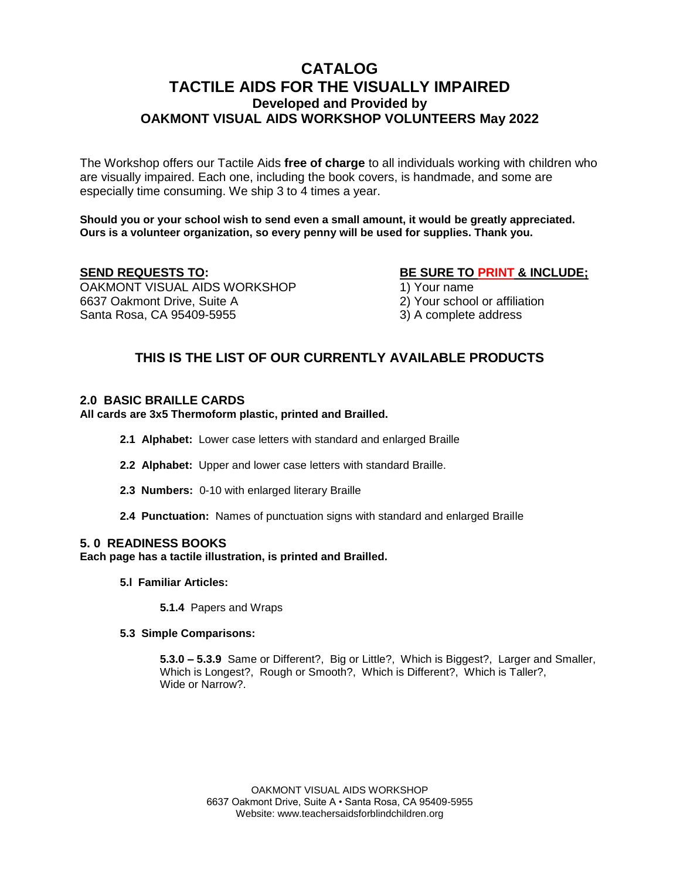# CATALOG
# TACTILE AIDS FOR THE VISUALLY IMPAIRED
### Developed and Provided by
### OAKMONT VISUAL AIDS WORKSHOP VOLUNTEERS May 2022

The Workshop offers our Tactile Aids **free of charge** to all individuals working with children who are visually impaired. Each one, including the book covers, is handmade, and some are especially time consuming. We ship 3 to 4 times a year.

**Should you or your school wish to send even a small amount, it would be greatly appreciated. Ours is a volunteer organization, so every penny will be used for supplies. Thank you.**

**SEND REQUESTS TO:**
OAKMONT VISUAL AIDS WORKSHOP
6637 Oakmont Drive, Suite A
Santa Rosa, CA 95409-5955

**BE SURE TO PRINT & INCLUDE;**
1) Your name
2) Your school or affiliation
3) A complete address

## THIS IS THE LIST OF OUR CURRENTLY AVAILABLE PRODUCTS

### 2.0 BASIC BRAILLE CARDS
**All cards are 3x5 Thermoform plastic, printed and Brailled.**

- **2.1 Alphabet:** Lower case letters with standard and enlarged Braille
- **2.2 Alphabet:** Upper and lower case letters with standard Braille.
- **2.3 Numbers:** 0-10 with enlarged literary Braille
- **2.4 Punctuation:** Names of punctuation signs with standard and enlarged Braille

### 5. 0 READINESS BOOKS
**Each page has a tactile illustration, is printed and Brailled.**

- **5.l Familiar Articles:**
  - **5.1.4** Papers and Wraps
- **5.3 Simple Comparisons:**
  - **5.3.0 – 5.3.9** Same or Different?, Big or Little?, Which is Biggest?, Larger and Smaller, Which is Longest?, Rough or Smooth?, Which is Different?, Which is Taller?, Wide or Narrow?.

OAKMONT VISUAL AIDS WORKSHOP
6637 Oakmont Drive, Suite A • Santa Rosa, CA 95409-5955
Website: www.teachersaidsforblindchildren.org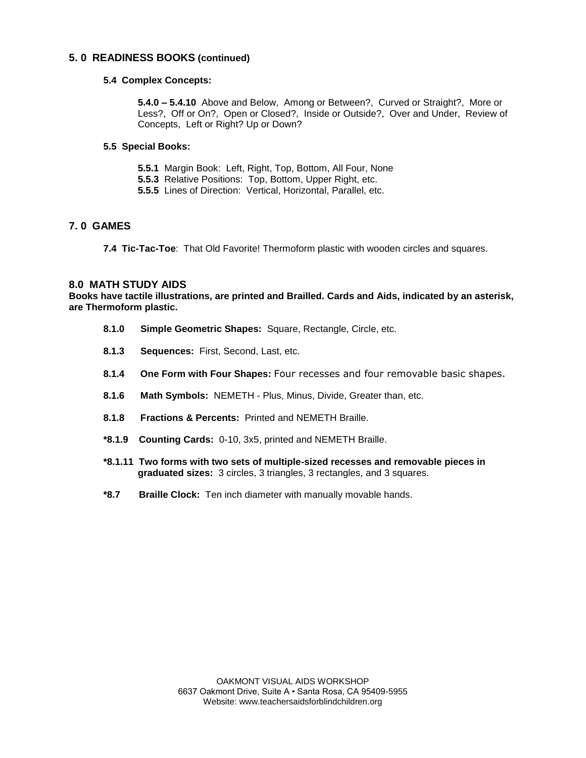## 5. 0 READINESS BOOKS (continued)

### 5.4 Complex Concepts:

**5.4.0 – 5.4.10** Above and Below, Among or Between?, Curved or Straight?, More or Less?, Off or On?, Open or Closed?, Inside or Outside?, Over and Under, Review of Concepts, Left or Right? Up or Down?

### 5.5 Special Books:

**5.5.1** Margin Book: Left, Right, Top, Bottom, All Four, None
**5.5.3** Relative Positions: Top, Bottom, Upper Right, etc.
**5.5.5** Lines of Direction: Vertical, Horizontal, Parallel, etc.

## 7. 0 GAMES

**7.4 Tic-Tac-Toe**: That Old Favorite! Thermoform plastic with wooden circles and squares.

## 8.0 MATH STUDY AIDS

**Books have tactile illustrations, are printed and Brailled. Cards and Aids, indicated by an asterisk, are Thermoform plastic.**

**8.1.0** **Simple Geometric Shapes:** Square, Rectangle, Circle, etc.

**8.1.3** **Sequences:** First, Second, Last, etc.

**8.1.4** **One Form with Four Shapes:** Four recesses and four removable basic shapes.

**8.1.6** **Math Symbols:** NEMETH - Plus, Minus, Divide, Greater than, etc.

**8.1.8** **Fractions & Percents:** Printed and NEMETH Braille.

**\*8.1.9** **Counting Cards:** 0-10, 3x5, printed and NEMETH Braille.

**\*8.1.11** **Two forms with two sets of multiple-sized recesses and removable pieces in graduated sizes:** 3 circles, 3 triangles, 3 rectangles, and 3 squares.

**\*8.7** **Braille Clock:** Ten inch diameter with manually movable hands.

OAKMONT VISUAL AIDS WORKSHOP
6637 Oakmont Drive, Suite A • Santa Rosa, CA 95409-5955
Website: www.teachersaidsforblindchildren.org